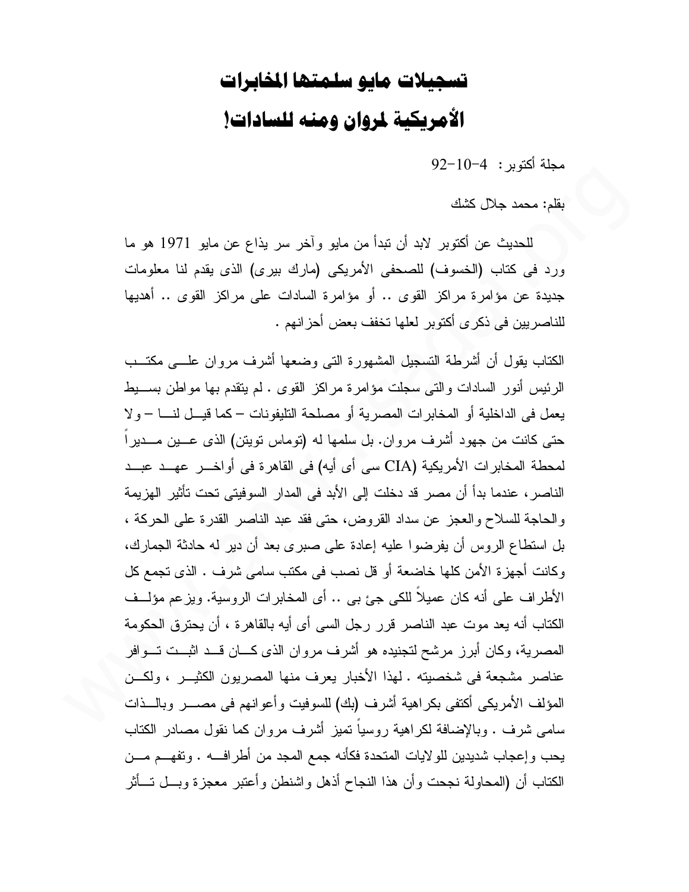# تسجيلات مايو سلمتها المخابرات الأمريكية لمروان ومنه للسادات!

مجلة أكتوبر: 4-10-92

بقلم: محمد جلال كشك

للحديث عن أكتوبر لابد أن تبدأ من مايو وآخر سر يذاع عن مايو 1971 هو ما ورد فى كتاب (الخسوف) للصحفى الأمريكى (مارك بيرى) الذى يقدم لنا معلومات جديدة عن مؤامرة مراكز القوى .. أو مؤامرة السادات على مراكز القوى .. أهديها للناصريين فى ذكرى أكتوبر لعلها تخفف بعض أحزانهم .

الكتاب يقول أن أشرطة التسجيل المشهورة التى وضعها أشرف مروان علـى مكتـب الرئيس أنور السادات والتى سجلت مؤامرة مراكز القوى . لم يتقدم بها مواطن بسـيط يعمل فى الداخلية أو المخابرات المصرية أو مصلحة التليفونات – كما قيـل لنـا – ولا حتى كانت من جهود أشرف مروان. بل سلمها له (توماس تويتن) الذى عـين مـديراً لمحطة المخابرات الأمريكية (CIA سى أى أيه) فى القاهرة فى أواخـر عهـد عبـد الناصر، عندما بدأ أن مصر قد دخلت إلى الأبد فى المدار السوفيتى تحت تأثير الهزيمة والحاجة للسلاح والعجز عن سداد القروض، حتى فقد عبد الناصر القدرة على الحركة ، بل استطاع الروس أن يفرضوا عليه إعادة على صبرى بعد أن دبر له حادثة الجمارك، وكانت أجهزة الأمن كلها خاضعة أو قل نصب فى مكتب سامى شرف . الذى تجمع كل الأطراف على أنه كان عميلاً للكى جئ بى .. أى المخابرات الروسية. ويزعم مؤلـف الكتاب أنه بعد موت عبد الناصر قرر رجل السى أى أيه بالقاهرة ، أن يحترق الحكومة المصرية، وكان أبرز مرشح لتجنيده هو أشرف مروان الذى كـان قـد اثبـت تـوافر عناصر مشجعة فى شخصيته . لهذا الأخبار يعرف منها المصريون الكثيـر ، ولكـن المؤلف الأمريكى أكتفى بكراهية أشرف (بك) للسوفيت وأعوانهم فى مصـر وبالـذات سامى شرف . وبالإضافة لكراهية روسياً تميز أشرف مروان كما نقول مصادر الكتاب بحب وإعجاب شديدين للولايات المتحدة فكأنه جمع المجد من أطرافـه . وتفهـم مـن الكتاب أن (المحاولة نجحت وأن هذا النجاح أذهل واشنطن وأعتبر معجزة وبـل تـأثر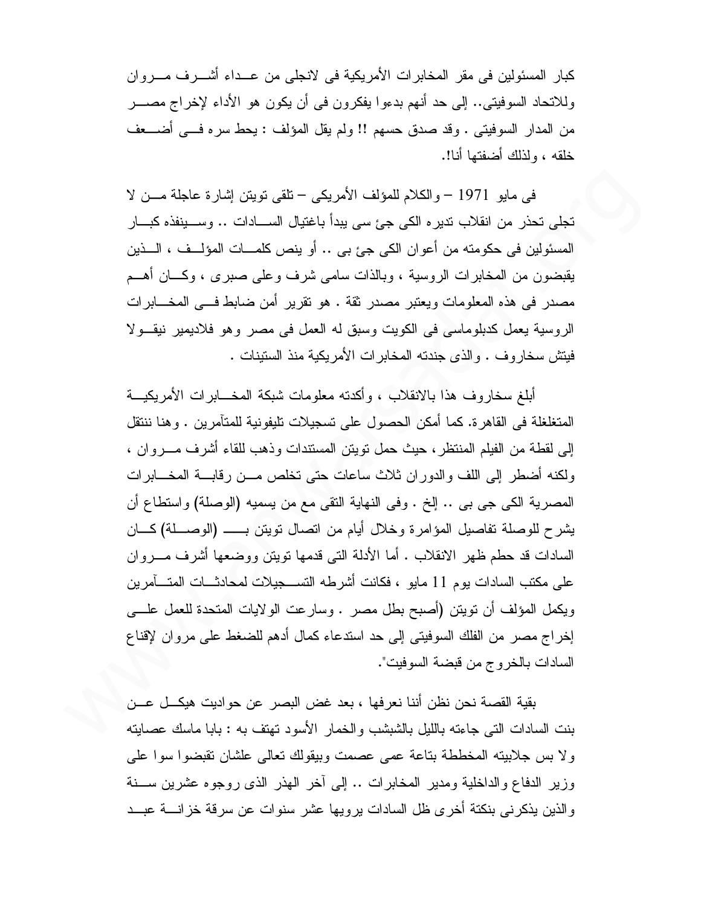كبار المسئولين فى مقر المخابرات الأمريكية فى لانجلى من عـداء أشـرف مـروان وللاتحاد السوفيتى.. إلى حد أنهم بدءوا يفكرون فى أن يكون هو الأداء لإخراج مصـر من المدار السوفيتى . وقد صدق حسهم !! ولم يقل المؤلف : يحط سره فـى أضـعف خلقه ، ولذلك أضفتها أنا!.

فى مايو 1971 – والكلام للمؤلف الأمريكى – تلقى تويتن إشارة عاجلة مـن لا تجلى تحذر من انقلاب تديره الكى جئ سى يبدأ باغتيال السـادات .. وسـينفذه كبـار المسئولين فى حكومته من أعوان الكى جئ بى .. أو بنص كلمـات المؤلـف ، الـذين يقبضون من المخابرات الروسية ، وبالذات سامى شرف وعلى صبرى ، وكـان أهـم مصدر فى هذه المعلومات ويعتبر مصدر ثقة . هو تقرير أمن ضابط فـى المخـابرات الروسية يعمل كدبلوماسى فى الكويت وسبق له العمل فى مصر وهو فلاديمير نيقـولا فيتش سخاروف . والذى جندته المخابرات الأمريكية منذ الستينات .

أبلغ سخاروف هذا بالانقلاب ، وأكدته معلومات شبكة المخـابرات الأمريكيـة المتغلغلة فى القاهرة. كما أمكن الحصول على تسجيلات تليفونية للمتآمرين . وهنا ننتقل إلى لقطة من الفيلم المنتظر، حيث حمل تويتن المستندات وذهب للقاء أشرف مـروان ، ولكنه أضطر إلى اللف والدوران ثلاث ساعات حتى تخلص مـن رقابـة المخـابرات المصرية الكى جى بى .. إلخ . وفى النهاية التقى مع من يسميه (الوصلة) واستطاع أن يشرح للوصلة تفاصيل المؤامرة وخلال أيام من اتصال تويتن بـــ (الوصـلة) كـان السادات قد حطم ظهر الانقلاب . أما الأدلة التى قدمها تويتن ووضعها أشرف مـروان على مكتب السادات يوم 11 مايو ، فكانت أشرطه التسـجيلات لمحادثـات المتـآمرين ويكمل المؤلف أن تويتن (أصبح بطل مصر . وسارعت الولايات المتحدة للعمل علـى إخراج مصر من الفلك السوفيتى إلى حد استدعاء كمال أدهم للضغط على مروان لإقناع السادات بالخروج من قبضة السوفيت".

بقية القصة نحن نظن أننا نعرفها ، بعد غض البصر عن حواديت هيكـل عـن بنت السادات التى جاءته بالليل بالشبشب والخمار الأسود تهتف به : بابا ماسك عصايته ولا بس جلابيته المخططة بتاعة عمى عصمت وبيقولك تعالى علشان تقبضوا سوا على وزير الدفاع والداخلية ومدير المخابرات .. إلى آخر الهذر الذى روجوه عشرين سـنة والذين يذكرنى بنكتة أخرى ظل السادات يرويها عشر سنوات عن سرقة خزانـة عبـد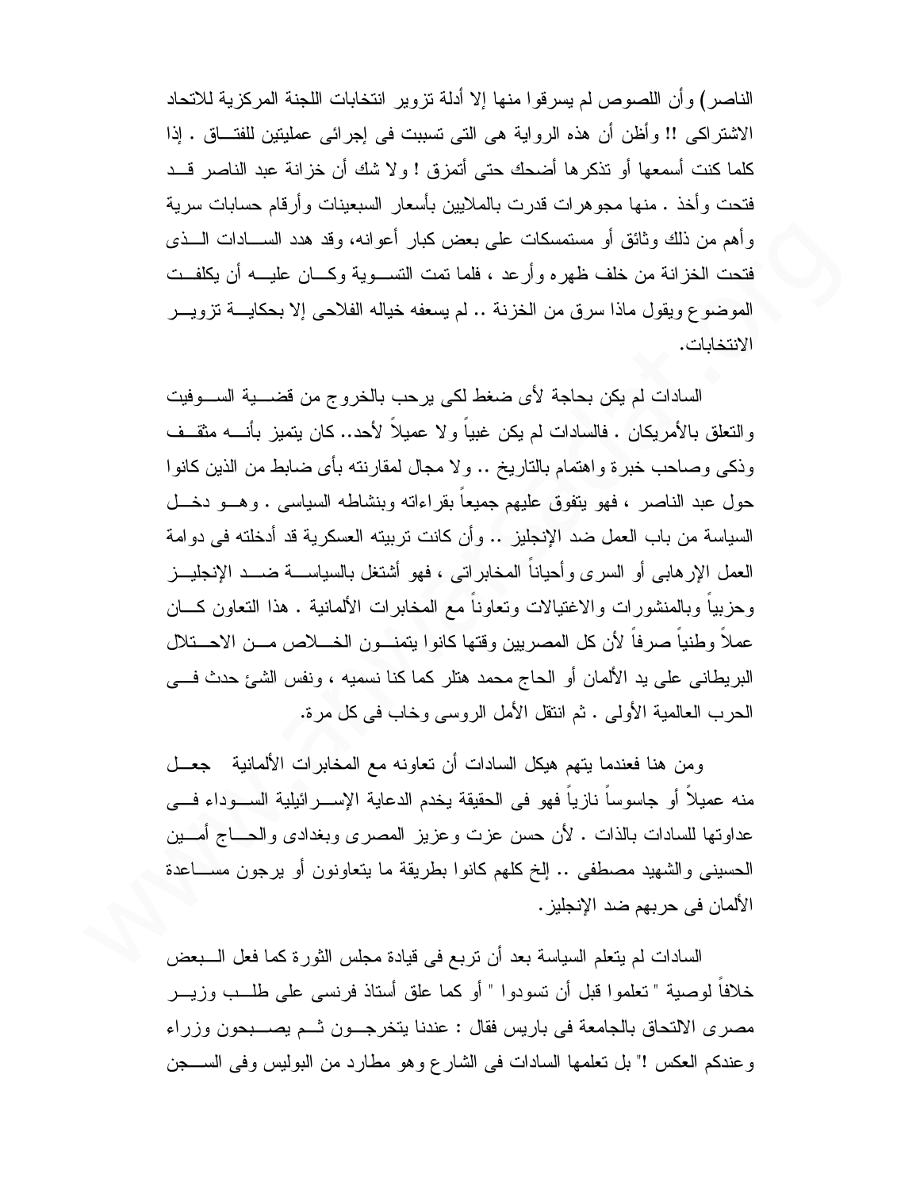الناصر) وأن اللصوص لم يسرقوا منها إلا أدلة تزوير انتخابات اللجنة المركزية للاتحاد الاشتراكى !! وأظن أن هذه الرواية هى التى تسببت فى إجرائى عمليتين للفتاق . إذا كلما كنت أسمعها أو تذكرها أضحك حتى أتمزق ! ولا شك أن خزانة عبد الناصر قد فتحت وأخذ . منها مجوهرات قدرت بالملايين بأسعار السبعينات وأرقام حسابات سرية وأهم من ذلك وثائق أو مستمسكات على بعض كبار أعوانه، وقد هدد السادات الذى فتحت الخزانة من خلف ظهره وأرعد ، فلما تمت التسوية وكان عليه أن يكلفت الموضوع ويقول ماذا سرق من الخزنة .. لم يسعفه خياله الفلاحى إلا بحكاية تزوير الانتخابات.

السادات لم يكن بحاجة لأى ضغط لكى يرحب بالخروج من قضية السوفيت والتعلق بالأمريكان . فالسادات لم يكن غبياً ولا عميلاً لأحد.. كان يتميز بأنه مثقف وذكى وصاحب خبرة واهتمام بالتاريخ .. ولا مجال لمقارنته بأى ضابط من الذين كانوا حول عبد الناصر ، فهو يتفوق عليهم جميعاً بقراءاته وبنشاطه السياسى . وهو دخل السياسة من باب العمل ضد الإنجليز .. وأن كانت تربيته العسكرية قد أدخلته فى دوامة العمل الإرهابى أو السرى وأحياناً المخابراتى ، فهو أشتغل بالسياسة ضد الإنجليز وحزبياً وبالمنشورات والاغتيالات وتعاوناً مع المخابرات الألمانية . هذا التعاون كان عملاً وطنياً صرفاً لأن كل المصريين وقتها كانوا يتمنون الخلاص من الاحتلال البريطانى على يد الألمان أو الحاج محمد هتلر كما كنا نسميه ، ونفس الشئ حدث فى الحرب العالمية الأولى . ثم انتقل الأمل الروسى وخاب فى كل مرة.

ومن هنا فعندما يتهم هيكل السادات أن تعاونه مع المخابرات الألمانية جعل منه عميلاً أو جاسوساً نازياً فهو فى الحقيقة يخدم الدعاية الإسرائيلية السوداء فى عداوتها للسادات بالذات . لأن حسن عزت وعزيز المصرى وبغدادى والحاج أمين الحسينى والشهيد مصطفى .. إلخ كلهم كانوا بطريقة ما يتعاونون أو يرجون مساعدة الألمان فى حربهم ضد الإنجليز.

السادات لم يتعلم السياسة بعد أن تربع فى قيادة مجلس الثورة كما فعل البعض خلافاً لوصية " تعلموا قبل أن تسودوا " أو كما علق أستاذ فرنسى على طلب وزير مصرى الالتحاق بالجامعة فى باريس فقال : عندنا يتخرجون ثم يصبحون وزراء وعندكم العكس !" بل تعلمها السادات فى الشارع وهو مطارد من البوليس وفى السجن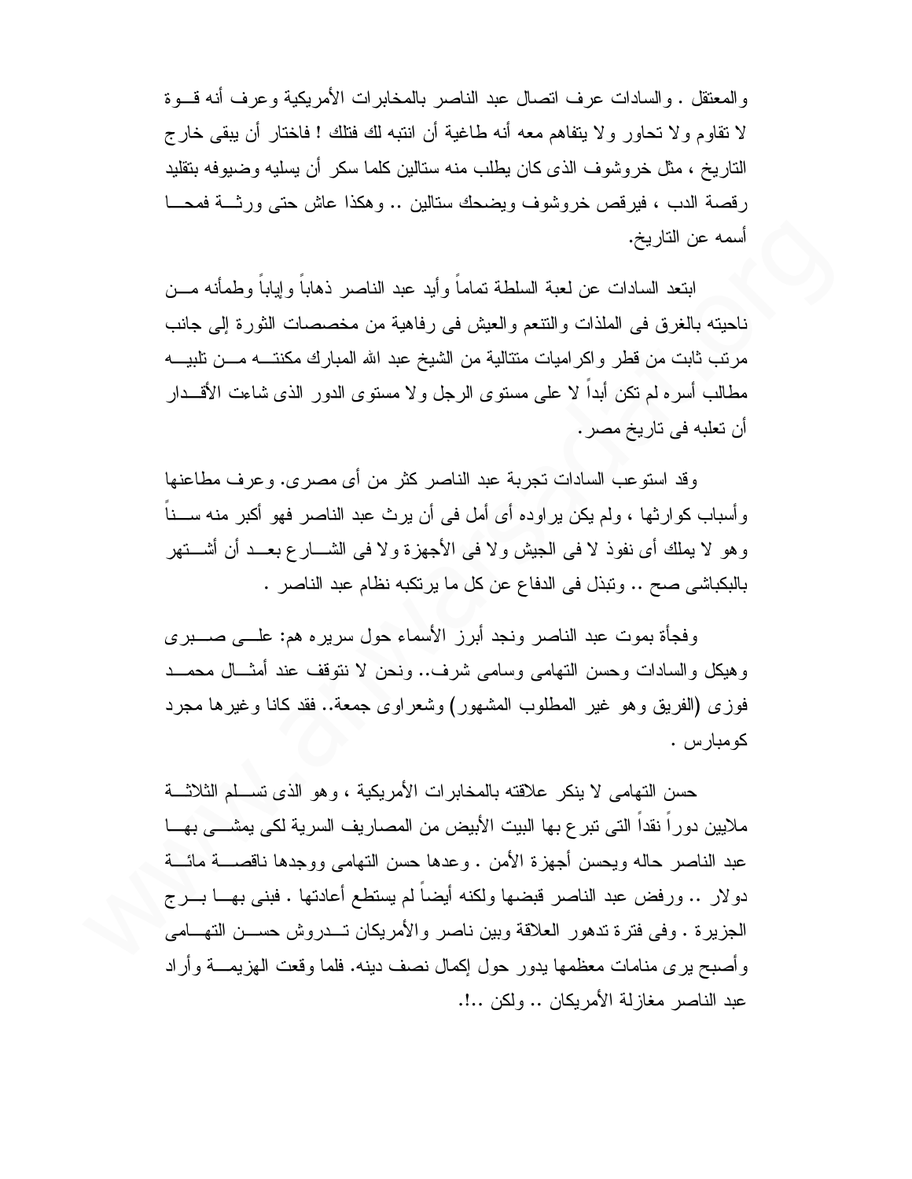والمعتقل . والسادات عرف اتصال عبد الناصر بالمخابرات الأمريكية وعرف أنه قوة لا تقاوم ولا تحاور ولا يتفاهم معه أنه طاغية أن انتبه لك فتلك ! فاختار أن يبقى خارج التاريخ ، مثل خروشوف الذى كان يطلب منه ستالين كلما سكر أن يسليه وضيوفه بتقليد رقصة الدب ، فيرقص خروشوف ويضحك ستالين .. وهكذا عاش حتى ورثة فمحا أسمه عن التاريخ.

ابتعد السادات عن لعبة السلطة تماماً وأيد عبد الناصر ذهاباً وإياباً وطمأنه من ناحيته بالغرق فى الملذات والتنعم والعيش فى رفاهية من مخصصات الثورة إلى جانب مرتب ثابت من قطر واكراميات متتالية من الشيخ عبد الله المبارك مكنته من تلبية مطالب أسره لم تكن أبداً لا على مستوى الرجل ولا مستوى الدور الذى شاءت الأقدار أن تعلبه فى تاريخ مصر.

وقد استوعب السادات تجربة عبد الناصر كثر من أى مصرى. وعرف مطاعنها وأسباب كوارثها ، ولم يكن يراوده أى أمل فى أن يرث عبد الناصر فهو أكبر منه سناً وهو لا يملك أى نفوذ لا فى الجيش ولا فى الأجهزة ولا فى الشارع بعد أن أشتهر بالبكباشى صح .. وتبذل فى الدفاع عن كل ما يرتكبه نظام عبد الناصر .

وفجأة بموت عبد الناصر ونجد أبرز الأسماء حول سريره هم: على صبرى وهيكل والسادات وحسن التهامى وسامى شرف.. ونحن لا نتوقف عند أمثال محمد فوزى (الفريق وهو غير المطلوب المشهور) وشعراوى جمعة.. فقد كانا وغيرها مجرد كومبارس .

حسن التهامى لا ينكر علاقته بالمخابرات الأمريكية ، وهو الذى تسلم الثلاثة ملايين دوراً نقداً التى تبرع بها البيت الأبيض من المصاريف السرية لكى يمشى بها عبد الناصر حاله ويحسن أجهزة الأمن . وعدها حسن التهامى ووجدها ناقصة مائة دولار .. ورفض عبد الناصر قبضها ولكنه أيضاً لم يستطع أعادتها . فبنى بها برج الجزيرة . وفى فترة تدهور العلاقة وبين ناصر والأمريكان تدروش حسن التهامى وأصبح يرى منامات معظمها يدور حول إكمال نصف دينه. فلما وقعت الهزيمة وأراد عبد الناصر مغازلة الأمريكان .. ولكن ..!.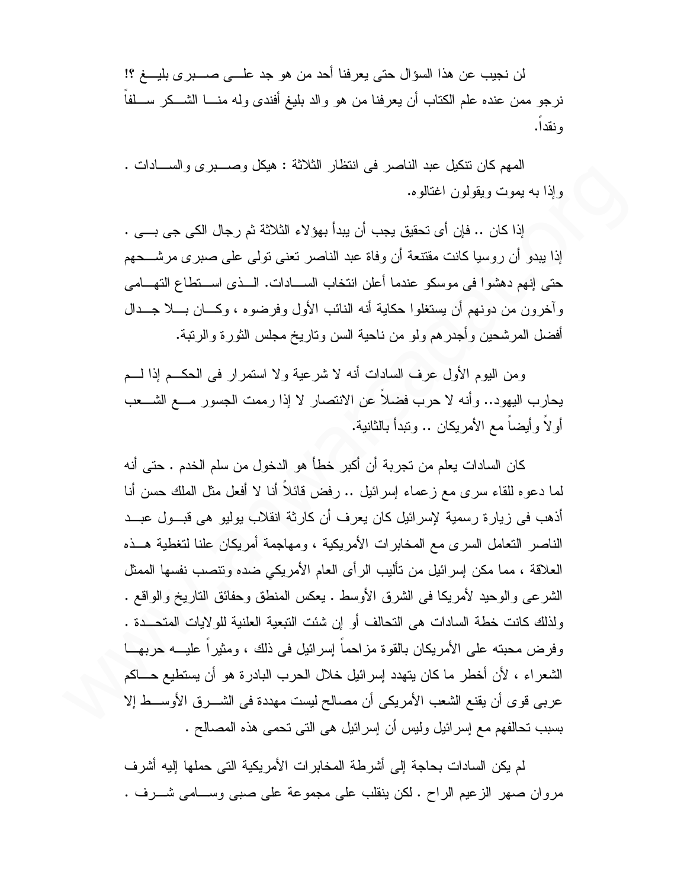لن نجيب عن هذا السؤال حتى يعرفنا أحد من هو جد علـى صـبرى بليـغ ؟! نرجو ممن عنده علم الكتاب أن يعرفنا من هو والد بليغ أفندى وله منـا الشـكر سـلفاً ونقداً.

المهم كان تنكيل عبد الناصر فى انتظار الثلاثة : هيكل وصـبرى والسـادات . وإذا به يموت ويقولون اغتالوه.

إذا كان .. فإن أى تحقيق يجب أن يبدأ بهؤلاء الثلاثة ثم رجال الكى جى بـى . إذا يبدو أن روسيا كانت مقتنعة أن وفاة عبد الناصر تعنى تولى على صبرى مرشـحهم حتى إنهم دهشوا فى موسكو عندما أعلن انتخاب السـادات. الـذى اسـتطاع التهـامى وآخرون من دونهم أن يستغلوا حكاية أنه النائب الأول وفرضوه ، وكـان بـلا جـدال أفضل المرشحين وأجدرهم ولو من ناحية السن وتاريخ مجلس الثورة والرتبة.

ومن اليوم الأول عرف السادات أنه لا شرعية ولا استمرار فى الحكـم إذا لـم يحارب اليهود.. وأنه لا حرب فضلاً عن الانتصار لا إذا رممت الجسور مـع الشـعب أولاً وأيضاً مع الأمريكان .. وتبدأ بالثانية.

كان السادات يعلم من تجربة أن أكبر خطأ هو الدخول من سلم الخدم . حتى أنه لما دعوه للقاء سرى مع زعماء إسرائيل .. رفض قائلاً أنا لا أفعل مثل الملك حسن أنا أذهب فى زيارة رسمية لإسرائيل كان يعرف أن كارثة انقلاب يوليو هى قبـول عبـد الناصر التعامل السرى مع المخابرات الأمريكية ، ومهاجمة أمريكان علنا لتغطية هـذه العلاقة ، مما مكن إسرائيل من تأليب الرأى العام الأمريكي ضده وتنصب نفسها الممثل الشرعى والوحيد لأمريكا فى الشرق الأوسط . يعكس المنطق وحقائق التاريخ والواقع . ولذلك كانت خطة السادات هى التحالف أو إن شئت التبعية العلنية للولايات المتحـدة . وفرض محبته على الأمريكان بالقوة مزاحماً إسرائيل فى ذلك ، ومثيراً عليـه حربهـا الشعراء ، لأن أخطر ما كان يتهدد إسرائيل خلال الحرب البادرة هو أن يستطيع حـاكم عربى قوى أن يقنع الشعب الأمريكى أن مصالح ليست مهددة فى الشـرق الأوسـط إلا بسبب تحالفهم مع إسرائيل وليس أن إسرائيل هى التى تحمى هذه المصالح .

لم يكن السادات بحاجة إلى أشرطة المخابرات الأمريكية التى حملها إليه أشرف مروان صهر الزعيم الراح . لكن ينقلب على مجموعة على صبى وسـامى شـرف .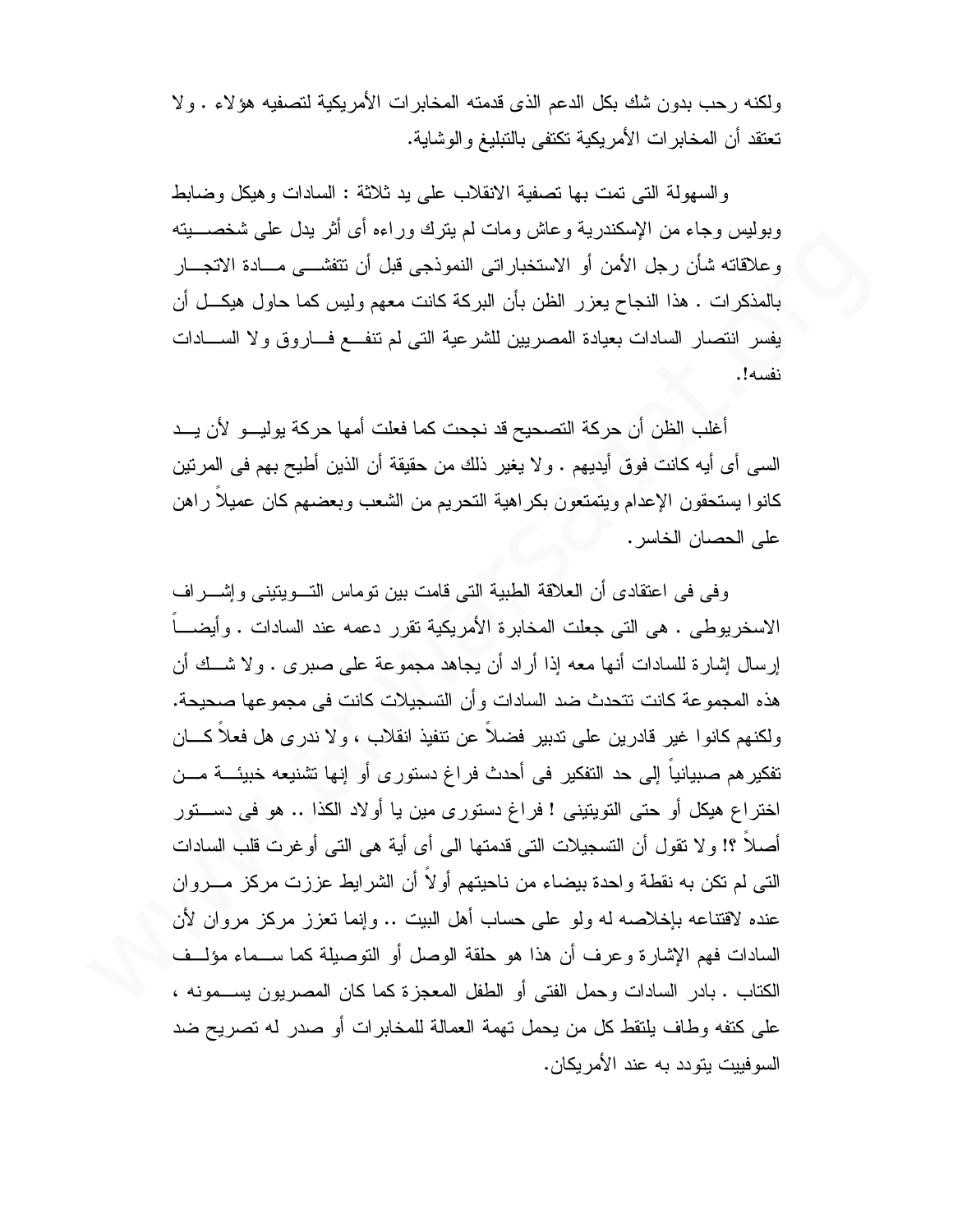ولكنه رحب بدون شك بكل الدعم الذى قدمته المخابرات الأمريكية لتصفيه هؤلاء . ولا تعتقد أن المخابرات الأمريكية تكتفى بالتبليغ والوشاية.

والسهولة التى تمت بها تصفية الانقلاب على يد ثلاثة : السادات وهيكل وضابط وبوليس وجاء من الإسكندرية وعاش ومات لم يترك وراءه أى أثر يدل على شخصيته وعلاقاته شأن رجل الأمن أو الاستخباراتى النموذجى قبل أن تتفشى مادة الاتجار بالمذكرات . هذا النجاح يعزز الظن بأن البركة كانت معهم وليس كما حاول هيكل أن يفسر انتصار السادات بعيادة المصريين للشرعية التى لم تنفع فاروق ولا السادات نفسه!.

أغلب الظن أن حركة التصحيح قد نجحت كما فعلت أمها حركة يوليو لأن يد السى أى أيه كانت فوق أيديهم . ولا يغير ذلك من حقيقة أن الذين أطيح بهم فى المرتين كانوا يستحقون الإعدام ويتمتعون بكراهية التحريم من الشعب وبعضهم كان عميلاً راهن على الحصان الخاسر.

وفى فى اعتقادى أن العلاقة الطبية التى قامت بين توماس التويتينى وإشراف الاسخريوطى . هى التى جعلت المخابرة الأمريكية تقرر دعمه عند السادات . وأيضاً إرسال إشارة للسادات أنها معه إذا أراد أن يجاهد مجموعة على صبرى . ولا شك أن هذه المجموعة كانت تتحدث ضد السادات وأن التسجيلات كانت فى مجموعها صحيحة. ولكنهم كانوا غير قادرين على تدبير فضلاً عن تنفيذ انقلاب ، ولا ندرى هل فعلاً كان تفكيرهم صبيانياً إلى حد التفكير فى أحدث فراغ دستورى أو إنها تشنيعه خبيثة من اختراع هيكل أو حتى التويتينى ! فراغ دستورى مين يا أولاد الكذا .. هو فى دستور أصلاً ؟! ولا تقول أن التسجيلات التى قدمتها الى أى أية هى التى أوغرت قلب السادات التى لم تكن به نقطة واحدة بيضاء من ناحيتهم أولاً أن الشرايط عززت مركز مروان عنده لاقتناعه بإخلاصه له ولو على حساب أهل البيت .. وإنما تعزز مركز مروان لأن السادات فهم الإشارة وعرف أن هذا هو حلقة الوصل أو التوصيلة كما سماء مؤلف الكتاب . بادر السادات وحمل الفتى أو الطفل المعجزة كما كان المصريون يسمونه ، على كتفه وطاف يلتقط كل من يحمل تهمة العمالة للمخابرات أو صدر له تصريح ضد السوفييت يتودد به عند الأمريكان.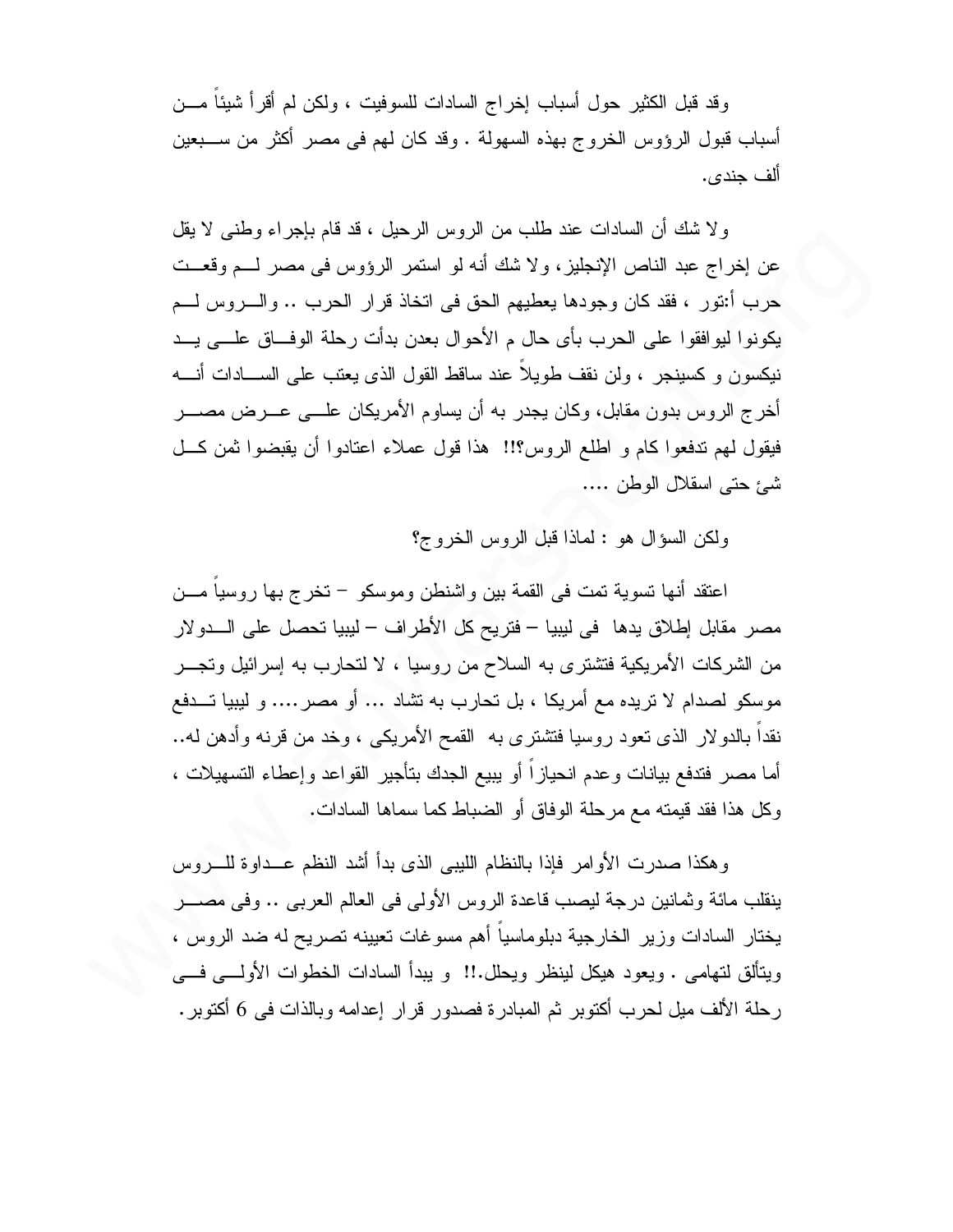وقد قيل الكثير حول أسباب إخراج السادات للسوفيت ، ولكن لم أقرأ شيئاً مـن أسباب قبول الرؤوس الخروج بهذه السهولة . وقد كان لهم فى مصر أكثر من سـبعين ألف جندى.

ولا شك أن السادات عند طلب من الروس الرحيل ، قد قام بإجراء وطنى لا يقل عن إخراج عبد الناصر الإنجليز، ولا شك أنه لو استمر الرؤوس فى مصر لـم وقعـت حرب أ:تور ، فقد كان وجودها يعطيهم الحق فى اتخاذ قرار الحرب .. والـروس لـم يكونوا ليوافقوا على الحرب بأى حال م الأحوال بعدن بدأت رحلة الوفـاق علـى يـد نيكسون و كسينجر ، ولن نقف طويلاً عند ساقط القول الذى يعتب على السـادات أنـه أخرج الروس بدون مقابل، وكان يجدر به أن يساوم الأمريكان علـى عـرض مصـر فيقول لهم تدفعوا كام و اطلع الروس؟!! هذا قول عملاء اعتادوا أن يقبضوا ثمن كـل شئ حتى اسقلال الوطن ....

ولكن السؤال هو : لماذا قبل الروس الخروج؟

اعتقد أنها تسوية تمت فى القمة بين واشنطن وموسكو – تخرج بها روسيا مـن مصر مقابل إطلاق يدها فى ليبيا – فتريح كل الأطراف – ليبيا تحصل على الـدولار من الشركات الأمريكية فتشترى به السلاح من روسيا ، لا لتحارب به إسرائيل وتجـر موسكو لصدام لا تريده مع أمريكا ، بل تحارب به تشاد ... أو مصر.... و ليبيا تـدفع نقداً بالدولار الذى تعود روسيا فتشترى به القمح الأمريكى ، وخد من قرنه وأدهن له.. أما مصر فتدفع بيانات وعدم انحيازاً أو يبيع الجدك بتأجير القواعد وإعطاء التسهيلات ، وكل هذا فقد قيمته مع مرحلة الوفاق أو الضباط كما سماها السادات.

وهكذا صدرت الأوامر فإذا بالنظام الليبى الذى بدأ أشد النظم عـداوة للـروس ينقلب مائة وثمانين درجة ليصب قاعدة الروس الأولى فى العالم العربى .. وفى مصـر يختار السادات وزير الخارجية دبلوماسياً أهم مسوغات تعيينه تصريح له ضد الروس ، ويتألق لتهامى . ويعود هيكل لينظر ويحلل.!! و يبدأ السادات الخطوات الأولـى فـى رحلة الألف ميل لحرب أكتوبر ثم المبادرة فصدور قرار إعدامه وبالذات فى 6 أكتوبر.